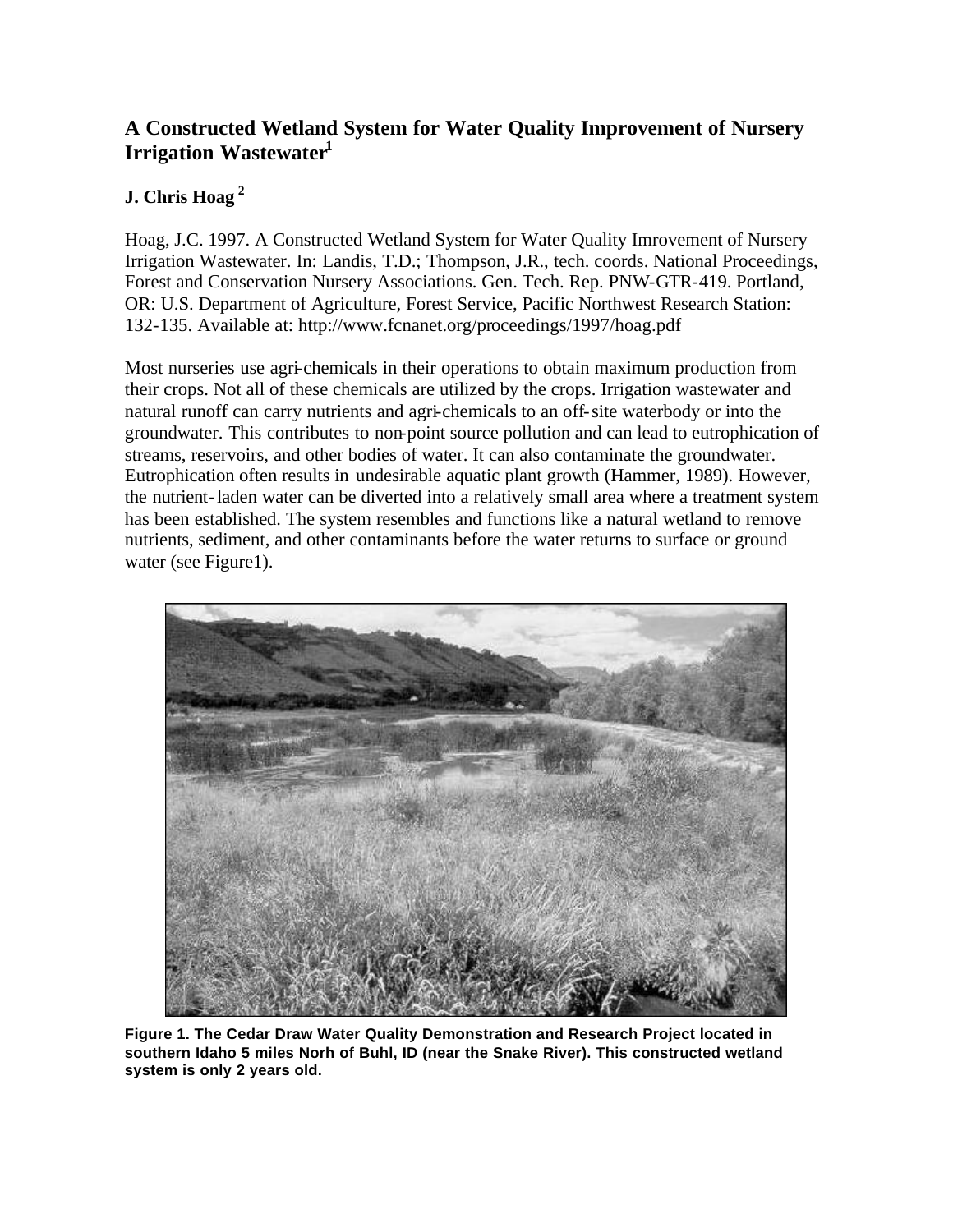# A Constructed Wetland System for Water Quality Improvement of Nursery Irrigation Wastewater[1]

## J. Chris Hoag [2]

Hoag, J.C. 1997. A Constructed Wetland System for Water Quality Imrovement of Nursery Irrigation Wastewater. In: Landis, T.D.; Thompson, J.R., tech. coords. National Proceedings, Forest and Conservation Nursery Associations. Gen. Tech. Rep. PNW-GTR-419. Portland, OR: U.S. Department of Agriculture, Forest Service, Pacific Northwest Research Station: 132-135. Available at: http://www.fcnanet.org/proceedings/1997/hoag.pdf

Most nurseries use agri-chemicals in their operations to obtain maximum production from their crops. Not all of these chemicals are utilized by the crops. Irrigation wastewater and natural runoff can carry nutrients and agri-chemicals to an off-site waterbody or into the groundwater. This contributes to non-point source pollution and can lead to eutrophication of streams, reservoirs, and other bodies of water. It can also contaminate the groundwater. Eutrophication often results in undesirable aquatic plant growth (Hammer, 1989). However, the nutrient-laden water can be diverted into a relatively small area where a treatment system has been established. The system resembles and functions like a natural wetland to remove nutrients, sediment, and other contaminants before the water returns to surface or ground water (see Figure1).

**Figure 1. The Cedar Draw Water Quality Demonstration and Research Project located in southern Idaho 5 miles Norh of Buhl, ID (near the Snake River). This constructed wetland system is only 2 years old.**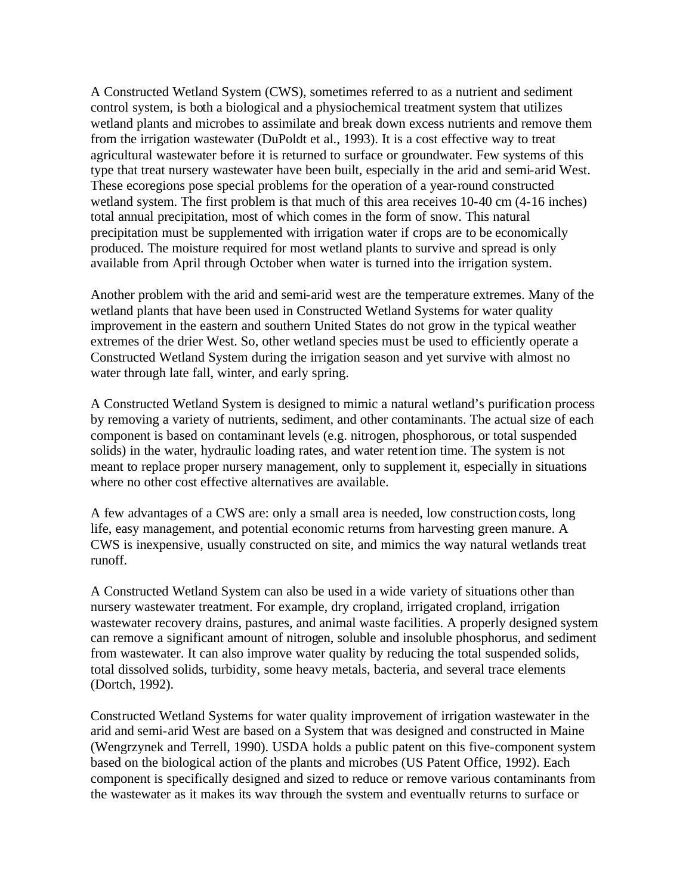A Constructed Wetland System (CWS), sometimes referred to as a nutrient and sediment control system, is both a biological and a physiochemical treatment system that utilizes wetland plants and microbes to assimilate and break down excess nutrients and remove them from the irrigation wastewater (DuPoldt et al., 1993). It is a cost effective way to treat agricultural wastewater before it is returned to surface or groundwater. Few systems of this type that treat nursery wastewater have been built, especially in the arid and semi-arid West. These ecoregions pose special problems for the operation of a year-round constructed wetland system. The first problem is that much of this area receives 10-40 cm (4-16 inches) total annual precipitation, most of which comes in the form of snow. This natural precipitation must be supplemented with irrigation water if crops are to be economically produced. The moisture required for most wetland plants to survive and spread is only available from April through October when water is turned into the irrigation system.

Another problem with the arid and semi-arid west are the temperature extremes. Many of the wetland plants that have been used in Constructed Wetland Systems for water quality improvement in the eastern and southern United States do not grow in the typical weather extremes of the drier West. So, other wetland species must be used to efficiently operate a Constructed Wetland System during the irrigation season and yet survive with almost no water through late fall, winter, and early spring.

A Constructed Wetland System is designed to mimic a natural wetland's purification process by removing a variety of nutrients, sediment, and other contaminants. The actual size of each component is based on contaminant levels (e.g. nitrogen, phosphorous, or total suspended solids) in the water, hydraulic loading rates, and water retention time. The system is not meant to replace proper nursery management, only to supplement it, especially in situations where no other cost effective alternatives are available.

A few advantages of a CWS are: only a small area is needed, low construction costs, long life, easy management, and potential economic returns from harvesting green manure. A CWS is inexpensive, usually constructed on site, and mimics the way natural wetlands treat runoff.

A Constructed Wetland System can also be used in a wide variety of situations other than nursery wastewater treatment. For example, dry cropland, irrigated cropland, irrigation wastewater recovery drains, pastures, and animal waste facilities. A properly designed system can remove a significant amount of nitrogen, soluble and insoluble phosphorus, and sediment from wastewater. It can also improve water quality by reducing the total suspended solids, total dissolved solids, turbidity, some heavy metals, bacteria, and several trace elements (Dortch, 1992).

Constructed Wetland Systems for water quality improvement of irrigation wastewater in the arid and semi-arid West are based on a System that was designed and constructed in Maine (Wengrzynek and Terrell, 1990). USDA holds a public patent on this five-component system based on the biological action of the plants and microbes (US Patent Office, 1992). Each component is specifically designed and sized to reduce or remove various contaminants from the wastewater as it makes its way through the system and eventually returns to surface or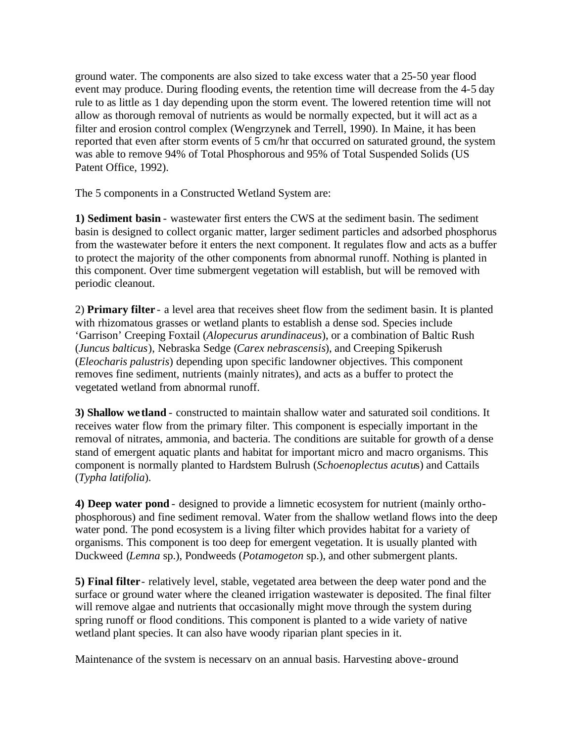ground water. The components are also sized to take excess water that a 25-50 year flood event may produce. During flooding events, the retention time will decrease from the 4-5 day rule to as little as 1 day depending upon the storm event. The lowered retention time will not allow as thorough removal of nutrients as would be normally expected, but it will act as a filter and erosion control complex (Wengrzynek and Terrell, 1990). In Maine, it has been reported that even after storm events of 5 cm/hr that occurred on saturated ground, the system was able to remove 94% of Total Phosphorous and 95% of Total Suspended Solids (US Patent Office, 1992).

The 5 components in a Constructed Wetland System are:

**1) Sediment basin** - wastewater first enters the CWS at the sediment basin. The sediment basin is designed to collect organic matter, larger sediment particles and adsorbed phosphorus from the wastewater before it enters the next component. It regulates flow and acts as a buffer to protect the majority of the other components from abnormal runoff. Nothing is planted in this component. Over time submergent vegetation will establish, but will be removed with periodic cleanout.

2) **Primary filter** - a level area that receives sheet flow from the sediment basin. It is planted with rhizomatous grasses or wetland plants to establish a dense sod. Species include 'Garrison' Creeping Foxtail (*Alopecurus arundinaceus*), or a combination of Baltic Rush (*Juncus balticus*), Nebraska Sedge (*Carex nebrascensis*), and Creeping Spikerush (*Eleocharis palustris*) depending upon specific landowner objectives. This component removes fine sediment, nutrients (mainly nitrates), and acts as a buffer to protect the vegetated wetland from abnormal runoff.

**3) Shallow wetland** - constructed to maintain shallow water and saturated soil conditions. It receives water flow from the primary filter. This component is especially important in the removal of nitrates, ammonia, and bacteria. The conditions are suitable for growth of a dense stand of emergent aquatic plants and habitat for important micro and macro organisms. This component is normally planted to Hardstem Bulrush (*Schoenoplectus acutus*) and Cattails (*Typha latifolia*).

**4) Deep water pond** - designed to provide a limnetic ecosystem for nutrient (mainly ortho-phosphorous) and fine sediment removal. Water from the shallow wetland flows into the deep water pond. The pond ecosystem is a living filter which provides habitat for a variety of organisms. This component is too deep for emergent vegetation. It is usually planted with Duckweed (*Lemna* sp.), Pondweeds (*Potamogeton* sp.), and other submergent plants.

**5) Final filter** - relatively level, stable, vegetated area between the deep water pond and the surface or ground water where the cleaned irrigation wastewater is deposited. The final filter will remove algae and nutrients that occasionally might move through the system during spring runoff or flood conditions. This component is planted to a wide variety of native wetland plant species. It can also have woody riparian plant species in it.

Maintenance of the system is necessary on an annual basis. Harvesting above-ground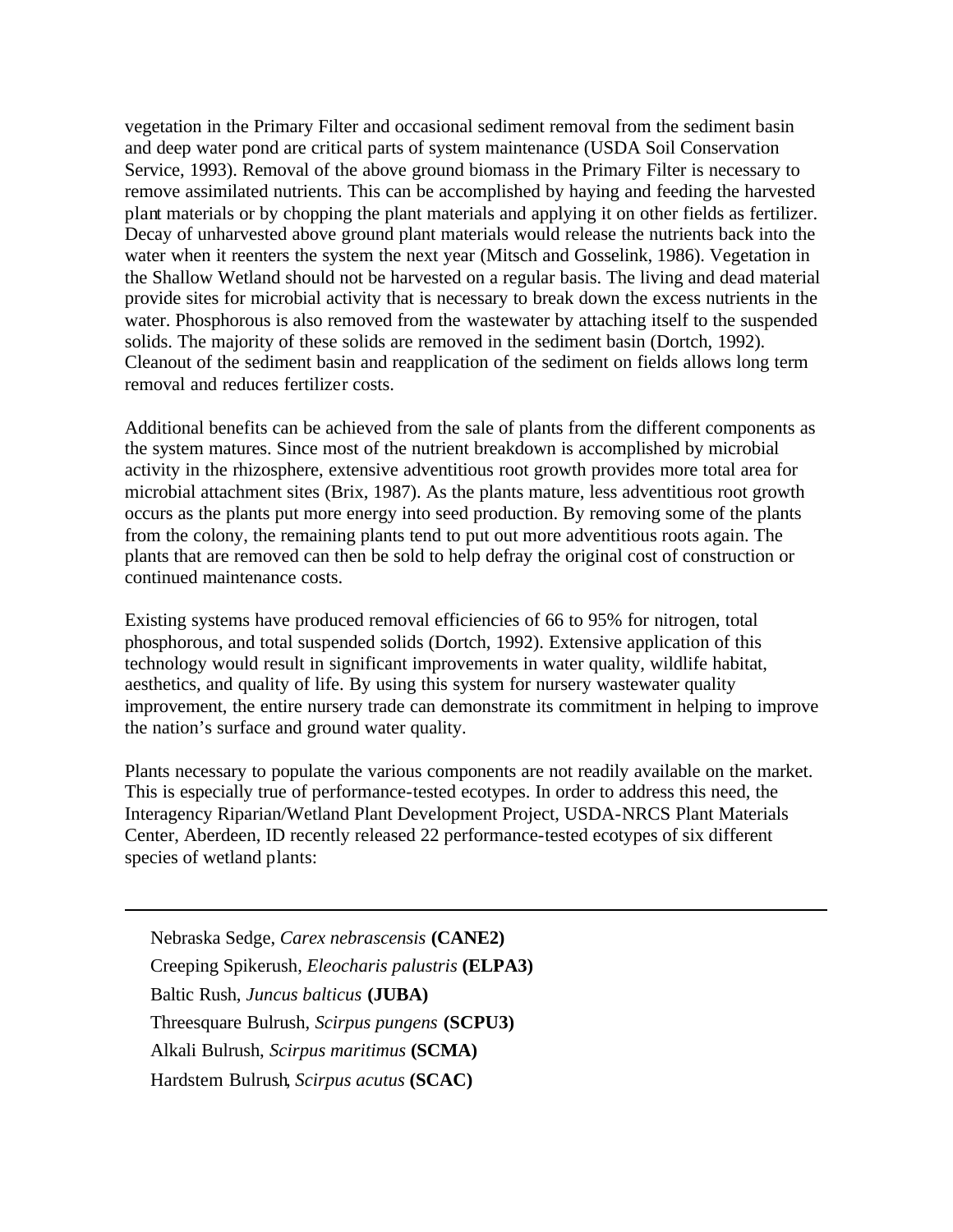vegetation in the Primary Filter and occasional sediment removal from the sediment basin and deep water pond are critical parts of system maintenance (USDA Soil Conservation Service, 1993). Removal of the above ground biomass in the Primary Filter is necessary to remove assimilated nutrients. This can be accomplished by haying and feeding the harvested plant materials or by chopping the plant materials and applying it on other fields as fertilizer. Decay of unharvested above ground plant materials would release the nutrients back into the water when it reenters the system the next year (Mitsch and Gosselink, 1986). Vegetation in the Shallow Wetland should not be harvested on a regular basis. The living and dead material provide sites for microbial activity that is necessary to break down the excess nutrients in the water. Phosphorous is also removed from the wastewater by attaching itself to the suspended solids. The majority of these solids are removed in the sediment basin (Dortch, 1992). Cleanout of the sediment basin and reapplication of the sediment on fields allows long term removal and reduces fertilizer costs.

Additional benefits can be achieved from the sale of plants from the different components as the system matures. Since most of the nutrient breakdown is accomplished by microbial activity in the rhizosphere, extensive adventitious root growth provides more total area for microbial attachment sites (Brix, 1987). As the plants mature, less adventitious root growth occurs as the plants put more energy into seed production. By removing some of the plants from the colony, the remaining plants tend to put out more adventitious roots again. The plants that are removed can then be sold to help defray the original cost of construction or continued maintenance costs.

Existing systems have produced removal efficiencies of 66 to 95% for nitrogen, total phosphorous, and total suspended solids (Dortch, 1992). Extensive application of this technology would result in significant improvements in water quality, wildlife habitat, aesthetics, and quality of life. By using this system for nursery wastewater quality improvement, the entire nursery trade can demonstrate its commitment in helping to improve the nation's surface and ground water quality.

Plants necessary to populate the various components are not readily available on the market. This is especially true of performance-tested ecotypes. In order to address this need, the Interagency Riparian/Wetland Plant Development Project, USDA-NRCS Plant Materials Center, Aberdeen, ID recently released 22 performance-tested ecotypes of six different species of wetland plants:

---

Nebraska Sedge, *Carex nebrascensis* **(CANE2)**
Creeping Spikerush, *Eleocharis palustris* **(ELPA3)**
Baltic Rush, *Juncus balticus* **(JUBA)**
Threesquare Bulrush, *Scirpus pungens* **(SCPU3)**
Alkali Bulrush, *Scirpus maritimus* **(SCMA)**
Hardstem Bulrush, *Scirpus acutus* **(SCAC)**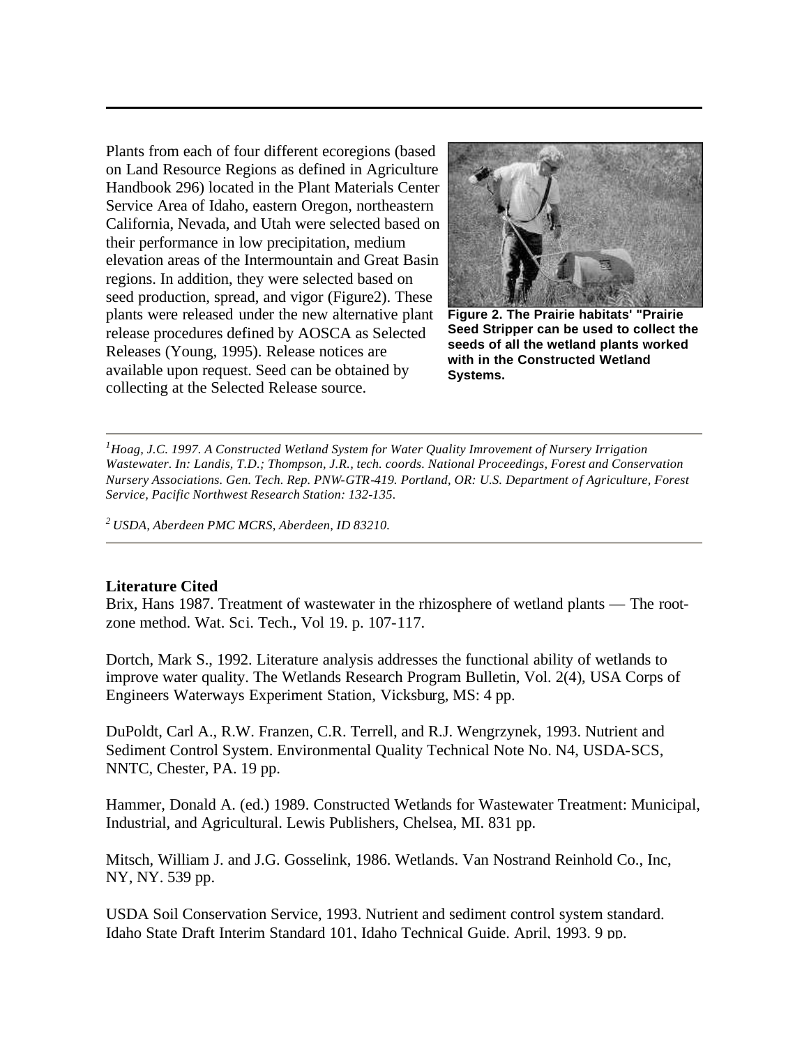Plants from each of four different ecoregions (based on Land Resource Regions as defined in Agriculture Handbook 296) located in the Plant Materials Center Service Area of Idaho, eastern Oregon, northeastern California, Nevada, and Utah were selected based on their performance in low precipitation, medium elevation areas of the Intermountain and Great Basin regions. In addition, they were selected based on seed production, spread, and vigor (Figure2). These plants were released under the new alternative plant release procedures defined by AOSCA as Selected Releases (Young, 1995). Release notices are available upon request. Seed can be obtained by collecting at the Selected Release source.

**Figure 2. The Prairie habitats' "Prairie Seed Stripper can be used to collect the seeds of all the wetland plants worked with in the Constructed Wetland Systems.**

---

[1] *Hoag, J.C. 1997. A Constructed Wetland System for Water Quality Imrovement of Nursery Irrigation Wastewater. In: Landis, T.D.; Thompson, J.R., tech. coords. National Proceedings, Forest and Conservation Nursery Associations. Gen. Tech. Rep. PNW-GTR-419. Portland, OR: U.S. Department of Agriculture, Forest Service, Pacific Northwest Research Station: 132-135.*

[2] *USDA, Aberdeen PMC MCRS, Aberdeen, ID 83210.*

---

**Literature Cited**

Brix, Hans 1987. Treatment of wastewater in the rhizosphere of wetland plants — The root-zone method. Wat. Sci. Tech., Vol 19. p. 107-117.

Dortch, Mark S., 1992. Literature analysis addresses the functional ability of wetlands to improve water quality. The Wetlands Research Program Bulletin, Vol. 2(4), USA Corps of Engineers Waterways Experiment Station, Vicksburg, MS: 4 pp.

DuPoldt, Carl A., R.W. Franzen, C.R. Terrell, and R.J. Wengrzynek, 1993. Nutrient and Sediment Control System. Environmental Quality Technical Note No. N4, USDA-SCS, NNTC, Chester, PA. 19 pp.

Hammer, Donald A. (ed.) 1989. Constructed Wetlands for Wastewater Treatment: Municipal, Industrial, and Agricultural. Lewis Publishers, Chelsea, MI. 831 pp.

Mitsch, William J. and J.G. Gosselink, 1986. Wetlands. Van Nostrand Reinhold Co., Inc, NY, NY. 539 pp.

USDA Soil Conservation Service, 1993. Nutrient and sediment control system standard. Idaho State Draft Interim Standard 101, Idaho Technical Guide. April, 1993. 9 pp.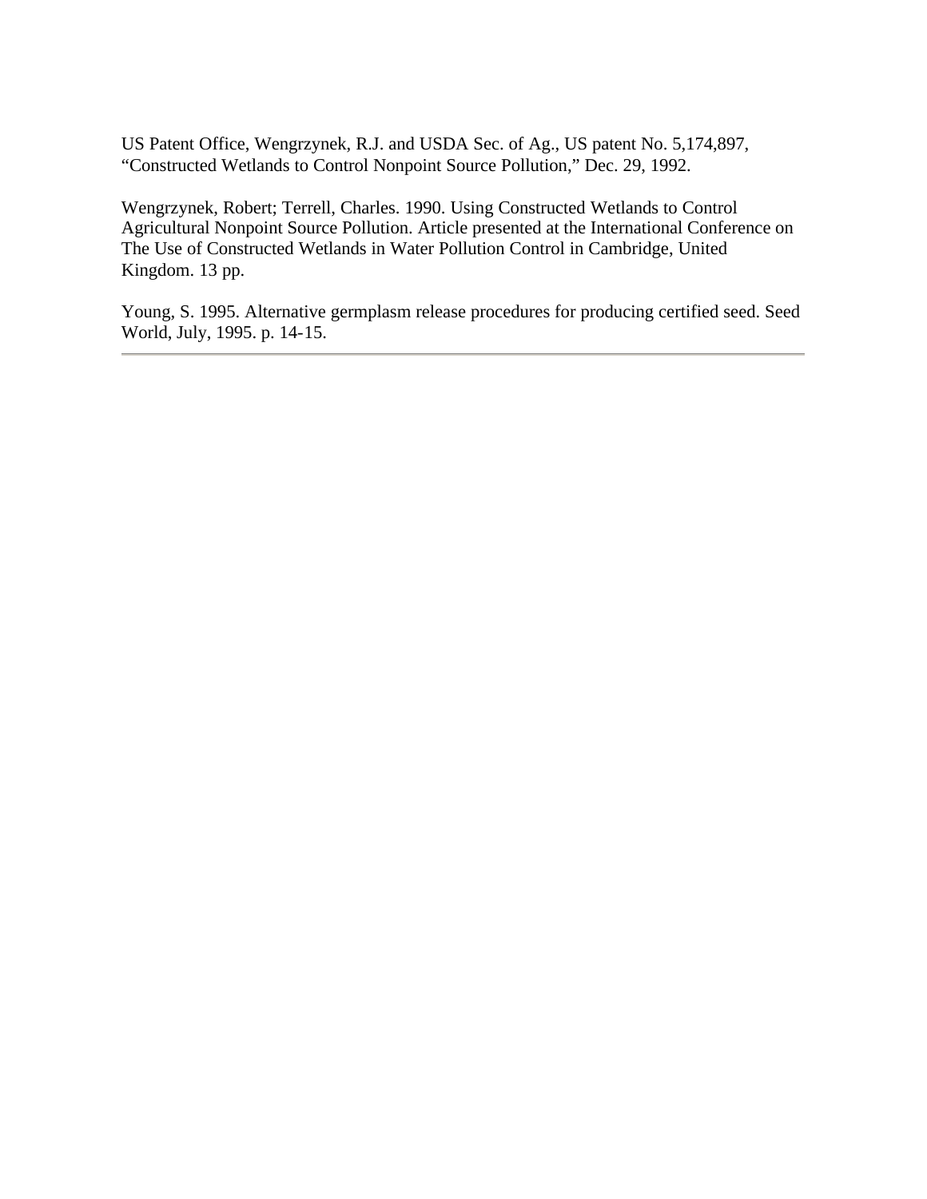US Patent Office, Wengrzynek, R.J. and USDA Sec. of Ag., US patent No. 5,174,897, “Constructed Wetlands to Control Nonpoint Source Pollution,” Dec. 29, 1992.

Wengrzynek, Robert; Terrell, Charles. 1990. Using Constructed Wetlands to Control Agricultural Nonpoint Source Pollution. Article presented at the International Conference on The Use of Constructed Wetlands in Water Pollution Control in Cambridge, United Kingdom. 13 pp.

Young, S. 1995. Alternative germplasm release procedures for producing certified seed. Seed World, July, 1995. p. 14-15.

---